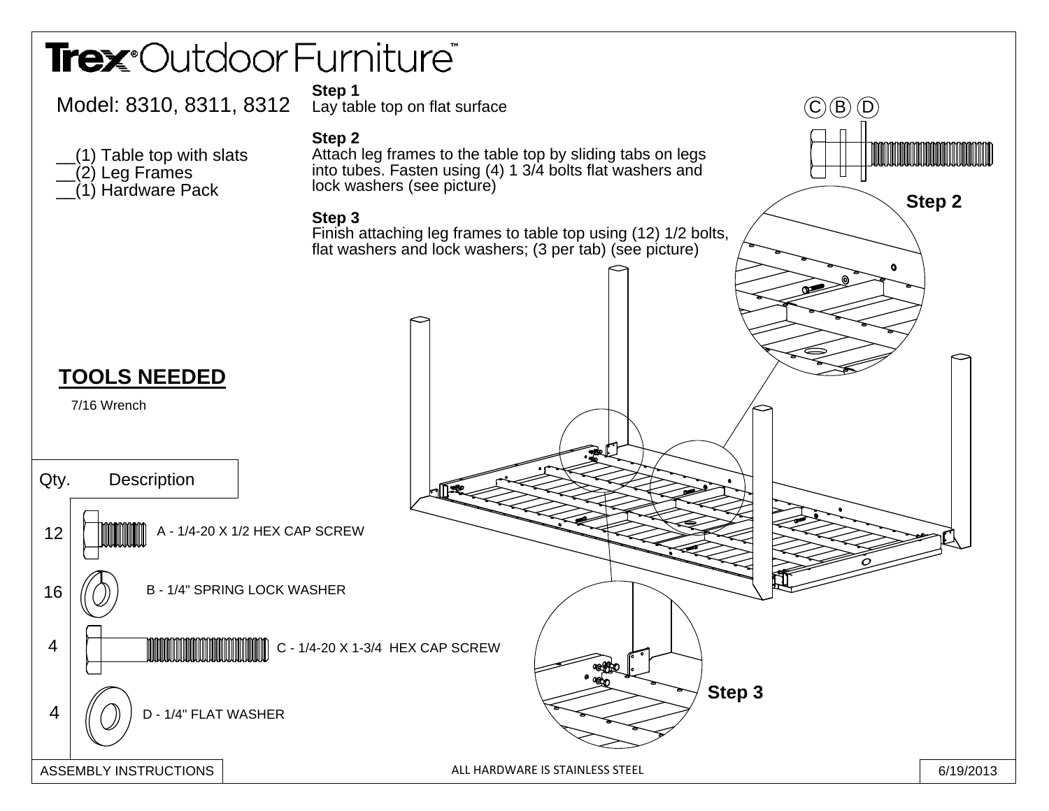# Trex® Outdoor Furniture™

Model: 8310, 8311, 8312

__(1) Table top with slats
__(2) Leg Frames
__(1) Hardware Pack

**Step 1**
Lay table top on flat surface

**Step 2**
Attach leg frames to the table top by sliding tabs on legs into tubes. Fasten using (4) 1 3/4 bolts flat washers and lock washers (see picture)

**Step 3**
Finish attaching leg frames to table top using (12) 1/2 bolts, flat washers and lock washers; (3 per tab) (see picture)

C B D

**Step 2**

**Step 3**

## TOOLS NEEDED

7/16 Wrench

| Qty. | Description |
| --- | --- |
| 12 | A - 1/4-20 X 1/2 HEX CAP SCREW |
| 16 | B - 1/4" SPRING LOCK WASHER |
| 4 | C - 1/4-20 X 1-3/4 HEX CAP SCREW |
| 4 | D - 1/4" FLAT WASHER |

ASSEMBLY INSTRUCTIONS

ALL HARDWARE IS STAINLESS STEEL

6/19/2013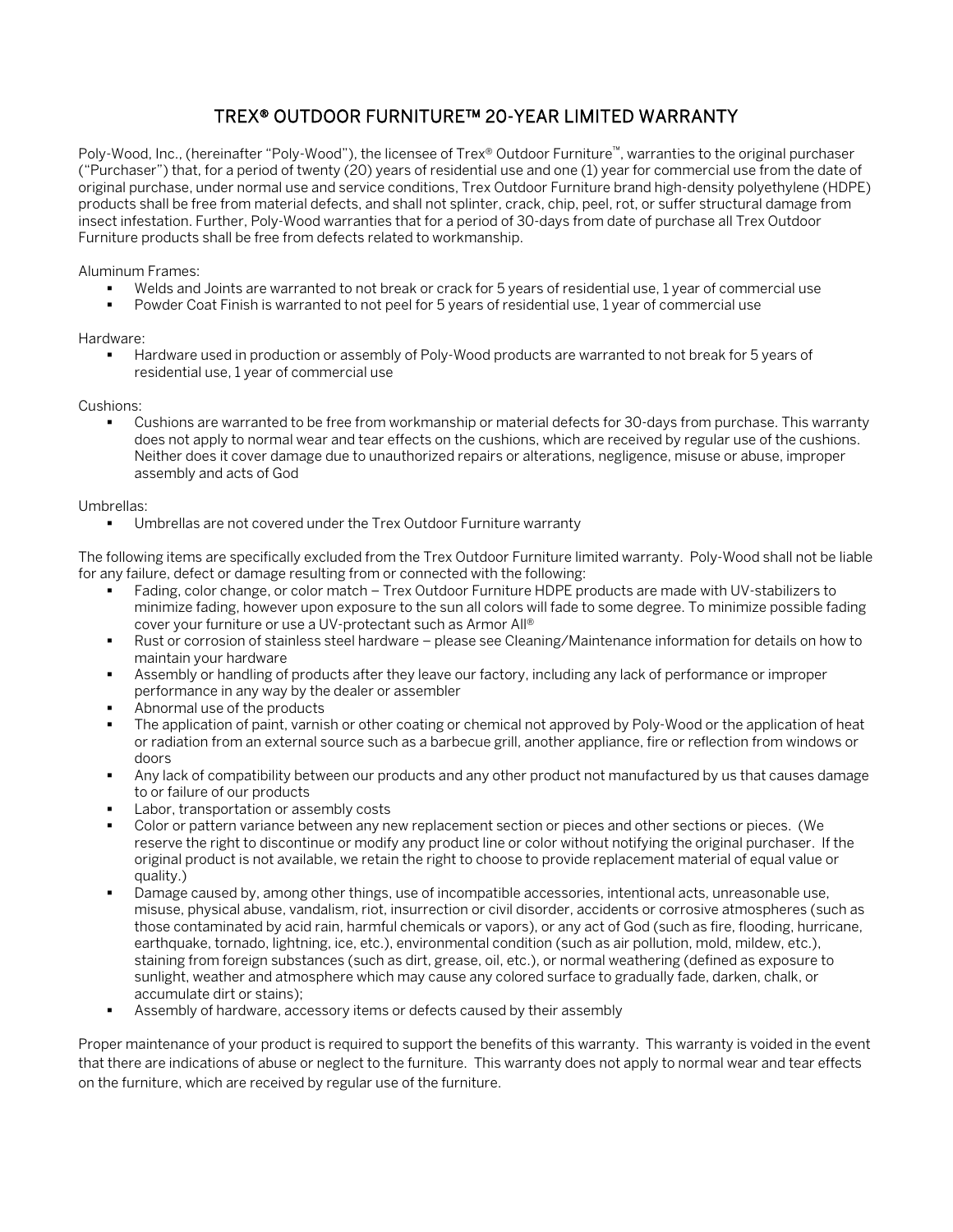# TREX® OUTDOOR FURNITURE™ 20-YEAR LIMITED WARRANTY

Poly-Wood, Inc., (hereinafter "Poly-Wood"), the licensee of Trex® Outdoor Furniture™, warranties to the original purchaser ("Purchaser") that, for a period of twenty (20) years of residential use and one (1) year for commercial use from the date of original purchase, under normal use and service conditions, Trex Outdoor Furniture brand high-density polyethylene (HDPE) products shall be free from material defects, and shall not splinter, crack, chip, peel, rot, or suffer structural damage from insect infestation. Further, Poly-Wood warranties that for a period of 30-days from date of purchase all Trex Outdoor Furniture products shall be free from defects related to workmanship.

Aluminum Frames:

- Welds and Joints are warranted to not break or crack for 5 years of residential use, 1 year of commercial use
- Powder Coat Finish is warranted to not peel for 5 years of residential use, 1 year of commercial use

Hardware:

- Hardware used in production or assembly of Poly-Wood products are warranted to not break for 5 years of residential use, 1 year of commercial use

Cushions:

- Cushions are warranted to be free from workmanship or material defects for 30-days from purchase. This warranty does not apply to normal wear and tear effects on the cushions, which are received by regular use of the cushions. Neither does it cover damage due to unauthorized repairs or alterations, negligence, misuse or abuse, improper assembly and acts of God

Umbrellas:

- Umbrellas are not covered under the Trex Outdoor Furniture warranty

The following items are specifically excluded from the Trex Outdoor Furniture limited warranty. Poly-Wood shall not be liable for any failure, defect or damage resulting from or connected with the following:

- Fading, color change, or color match – Trex Outdoor Furniture HDPE products are made with UV-stabilizers to minimize fading, however upon exposure to the sun all colors will fade to some degree. To minimize possible fading cover your furniture or use a UV-protectant such as Armor All®
- Rust or corrosion of stainless steel hardware – please see Cleaning/Maintenance information for details on how to maintain your hardware
- Assembly or handling of products after they leave our factory, including any lack of performance or improper performance in any way by the dealer or assembler
- Abnormal use of the products
- The application of paint, varnish or other coating or chemical not approved by Poly-Wood or the application of heat or radiation from an external source such as a barbecue grill, another appliance, fire or reflection from windows or doors
- Any lack of compatibility between our products and any other product not manufactured by us that causes damage to or failure of our products
- Labor, transportation or assembly costs
- Color or pattern variance between any new replacement section or pieces and other sections or pieces. (We reserve the right to discontinue or modify any product line or color without notifying the original purchaser. If the original product is not available, we retain the right to choose to provide replacement material of equal value or quality.)
- Damage caused by, among other things, use of incompatible accessories, intentional acts, unreasonable use, misuse, physical abuse, vandalism, riot, insurrection or civil disorder, accidents or corrosive atmospheres (such as those contaminated by acid rain, harmful chemicals or vapors), or any act of God (such as fire, flooding, hurricane, earthquake, tornado, lightning, ice, etc.), environmental condition (such as air pollution, mold, mildew, etc.), staining from foreign substances (such as dirt, grease, oil, etc.), or normal weathering (defined as exposure to sunlight, weather and atmosphere which may cause any colored surface to gradually fade, darken, chalk, or accumulate dirt or stains);
- Assembly of hardware, accessory items or defects caused by their assembly

Proper maintenance of your product is required to support the benefits of this warranty. This warranty is voided in the event that there are indications of abuse or neglect to the furniture. This warranty does not apply to normal wear and tear effects on the furniture, which are received by regular use of the furniture.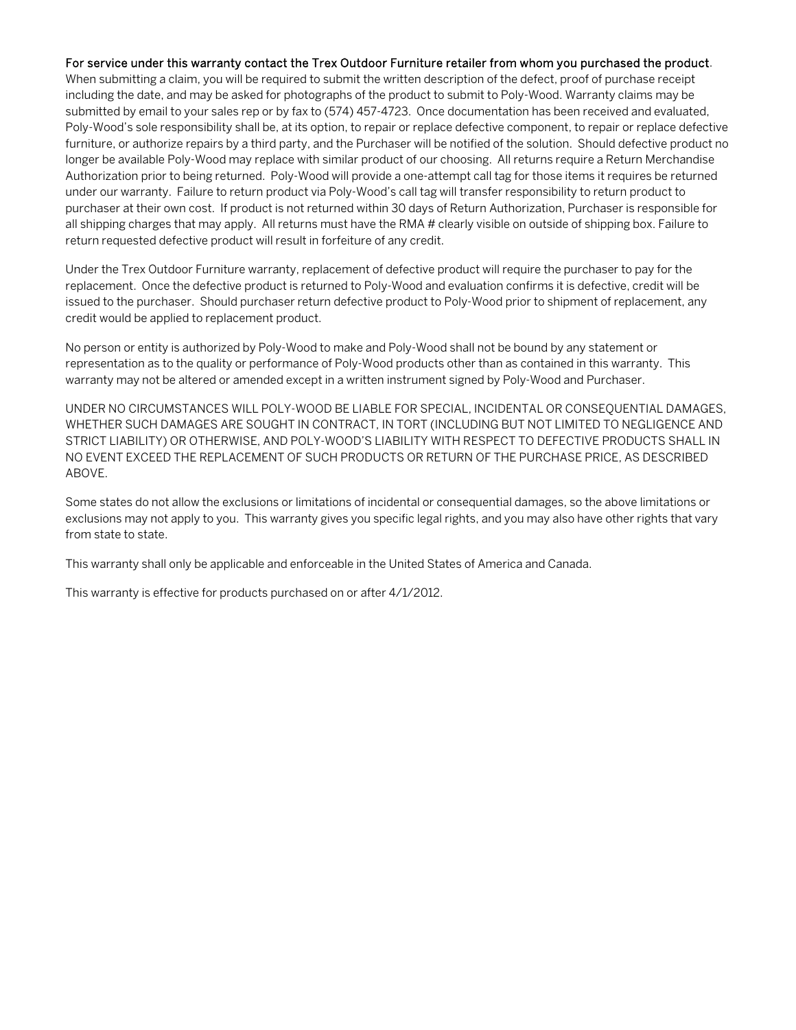**For service under this warranty contact the Trex Outdoor Furniture retailer from whom you purchased the product**. When submitting a claim, you will be required to submit the written description of the defect, proof of purchase receipt including the date, and may be asked for photographs of the product to submit to Poly-Wood. Warranty claims may be submitted by email to your sales rep or by fax to (574) 457-4723. Once documentation has been received and evaluated, Poly-Wood's sole responsibility shall be, at its option, to repair or replace defective component, to repair or replace defective furniture, or authorize repairs by a third party, and the Purchaser will be notified of the solution. Should defective product no longer be available Poly-Wood may replace with similar product of our choosing. All returns require a Return Merchandise Authorization prior to being returned. Poly-Wood will provide a one-attempt call tag for those items it requires be returned under our warranty. Failure to return product via Poly-Wood's call tag will transfer responsibility to return product to purchaser at their own cost. If product is not returned within 30 days of Return Authorization, Purchaser is responsible for all shipping charges that may apply. All returns must have the RMA # clearly visible on outside of shipping box. Failure to return requested defective product will result in forfeiture of any credit.

Under the Trex Outdoor Furniture warranty, replacement of defective product will require the purchaser to pay for the replacement. Once the defective product is returned to Poly-Wood and evaluation confirms it is defective, credit will be issued to the purchaser. Should purchaser return defective product to Poly-Wood prior to shipment of replacement, any credit would be applied to replacement product.

No person or entity is authorized by Poly-Wood to make and Poly-Wood shall not be bound by any statement or representation as to the quality or performance of Poly-Wood products other than as contained in this warranty. This warranty may not be altered or amended except in a written instrument signed by Poly-Wood and Purchaser.

UNDER NO CIRCUMSTANCES WILL POLY-WOOD BE LIABLE FOR SPECIAL, INCIDENTAL OR CONSEQUENTIAL DAMAGES, WHETHER SUCH DAMAGES ARE SOUGHT IN CONTRACT, IN TORT (INCLUDING BUT NOT LIMITED TO NEGLIGENCE AND STRICT LIABILITY) OR OTHERWISE, AND POLY-WOOD'S LIABILITY WITH RESPECT TO DEFECTIVE PRODUCTS SHALL IN NO EVENT EXCEED THE REPLACEMENT OF SUCH PRODUCTS OR RETURN OF THE PURCHASE PRICE, AS DESCRIBED ABOVE.

Some states do not allow the exclusions or limitations of incidental or consequential damages, so the above limitations or exclusions may not apply to you. This warranty gives you specific legal rights, and you may also have other rights that vary from state to state.

This warranty shall only be applicable and enforceable in the United States of America and Canada.

This warranty is effective for products purchased on or after 4/1/2012.